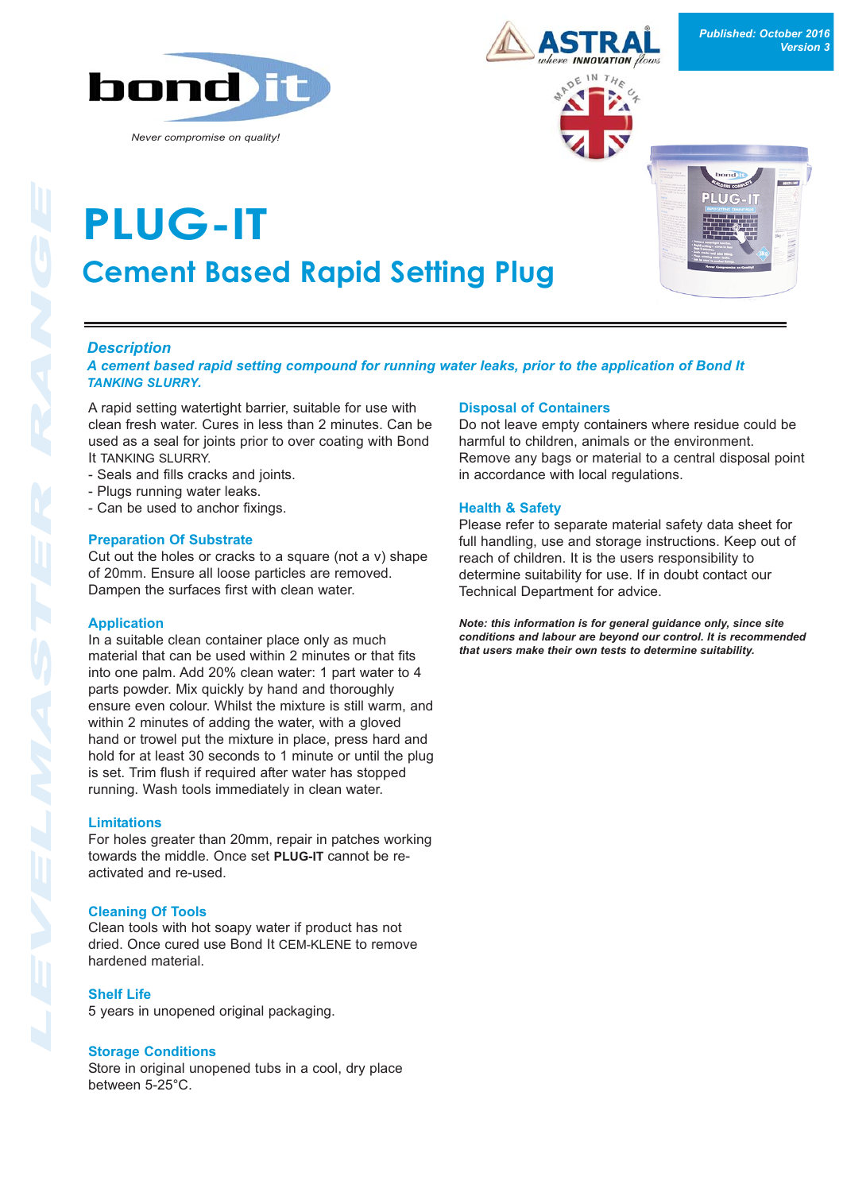bond it

Never compromise on quality!

ASTRAL *where INNOVATION flows*

MADE IN THE UK

*Published: October 2016*
*Version 3*

LEVELMASTER RANGE

# PLUG-IT

## Cement Based Rapid Setting Plug

### Description

***A cement based rapid setting compound for running water leaks, prior to the application of Bond It TANKING SLURRY.***

A rapid setting watertight barrier, suitable for use with clean fresh water. Cures in less than 2 minutes. Can be used as a seal for joints prior to over coating with Bond It TANKING SLURRY.

- Seals and fills cracks and joints.
- Plugs running water leaks.
- Can be used to anchor fixings.

### Preparation Of Substrate

Cut out the holes or cracks to a square (not a v) shape of 20mm. Ensure all loose particles are removed. Dampen the surfaces first with clean water.

### Application

In a suitable clean container place only as much material that can be used within 2 minutes or that fits into one palm. Add 20% clean water: 1 part water to 4 parts powder. Mix quickly by hand and thoroughly ensure even colour. Whilst the mixture is still warm, and within 2 minutes of adding the water, with a gloved hand or trowel put the mixture in place, press hard and hold for at least 30 seconds to 1 minute or until the plug is set. Trim flush if required after water has stopped running. Wash tools immediately in clean water.

### Limitations

For holes greater than 20mm, repair in patches working towards the middle. Once set **PLUG-IT** cannot be re-activated and re-used.

### Cleaning Of Tools

Clean tools with hot soapy water if product has not dried. Once cured use Bond It CEM-KLENE to remove hardened material.

### Shelf Life

5 years in unopened original packaging.

### Storage Conditions

Store in original unopened tubs in a cool, dry place between 5-25°C.

### Disposal of Containers

Do not leave empty containers where residue could be harmful to children, animals or the environment. Remove any bags or material to a central disposal point in accordance with local regulations.

### Health & Safety

Please refer to separate material safety data sheet for full handling, use and storage instructions. Keep out of reach of children. It is the users responsibility to determine suitability for use. If in doubt contact our Technical Department for advice.

***Note: this information is for general guidance only, since site conditions and labour are beyond our control. It is recommended that users make their own tests to determine suitability.***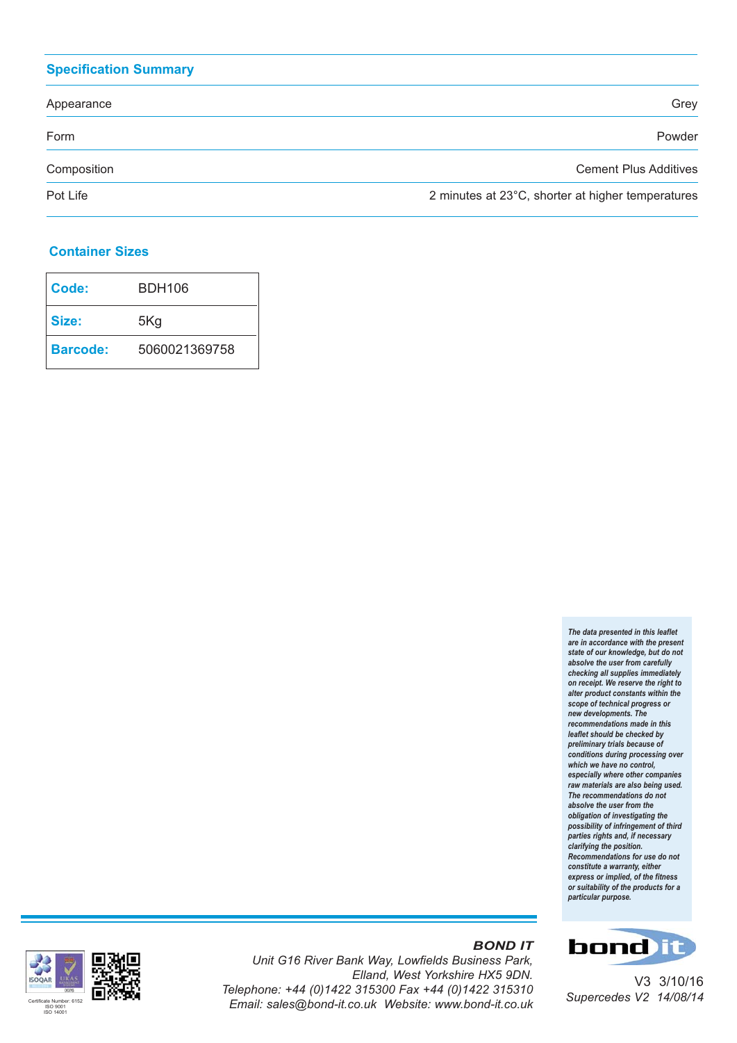## Specification Summary

| | |
|---|---|
| Appearance | Grey |
| Form | Powder |
| Composition | Cement Plus Additives |
| Pot Life | 2 minutes at 23°C, shorter at higher temperatures |

## Container Sizes

| | |
|---|---|
| **Code:** | BDH106 |
| **Size:** | 5Kg |
| **Barcode:** | 5060021369758 |

*The data presented in this leaflet are in accordance with the present state of our knowledge, but do not absolve the user from carefully checking all supplies immediately on receipt. We reserve the right to alter product constants within the scope of technical progress or new developments. The recommendations made in this leaflet should be checked by preliminary trials because of conditions during processing over which we have no control, especially where other companies raw materials are also being used. The recommendations do not absolve the user from the obligation of investigating the possibility of infringement of third parties rights and, if necessary clarifying the position. Recommendations for use do not constitute a warranty, either express or implied, of the fitness or suitability of the products for a particular purpose.*

Certificate Number: 6152
ISO 9001
ISO 14001

***BOND IT***
*Unit G16 River Bank Way, Lowfields Business Park,*
*Elland, West Yorkshire HX5 9DN.*
*Telephone: +44 (0)1422 315300 Fax +44 (0)1422 315310*
*Email: sales@bond-it.co.uk Website: www.bond-it.co.uk*

bond it

V3 3/10/16
*Supercedes V2 14/08/14*